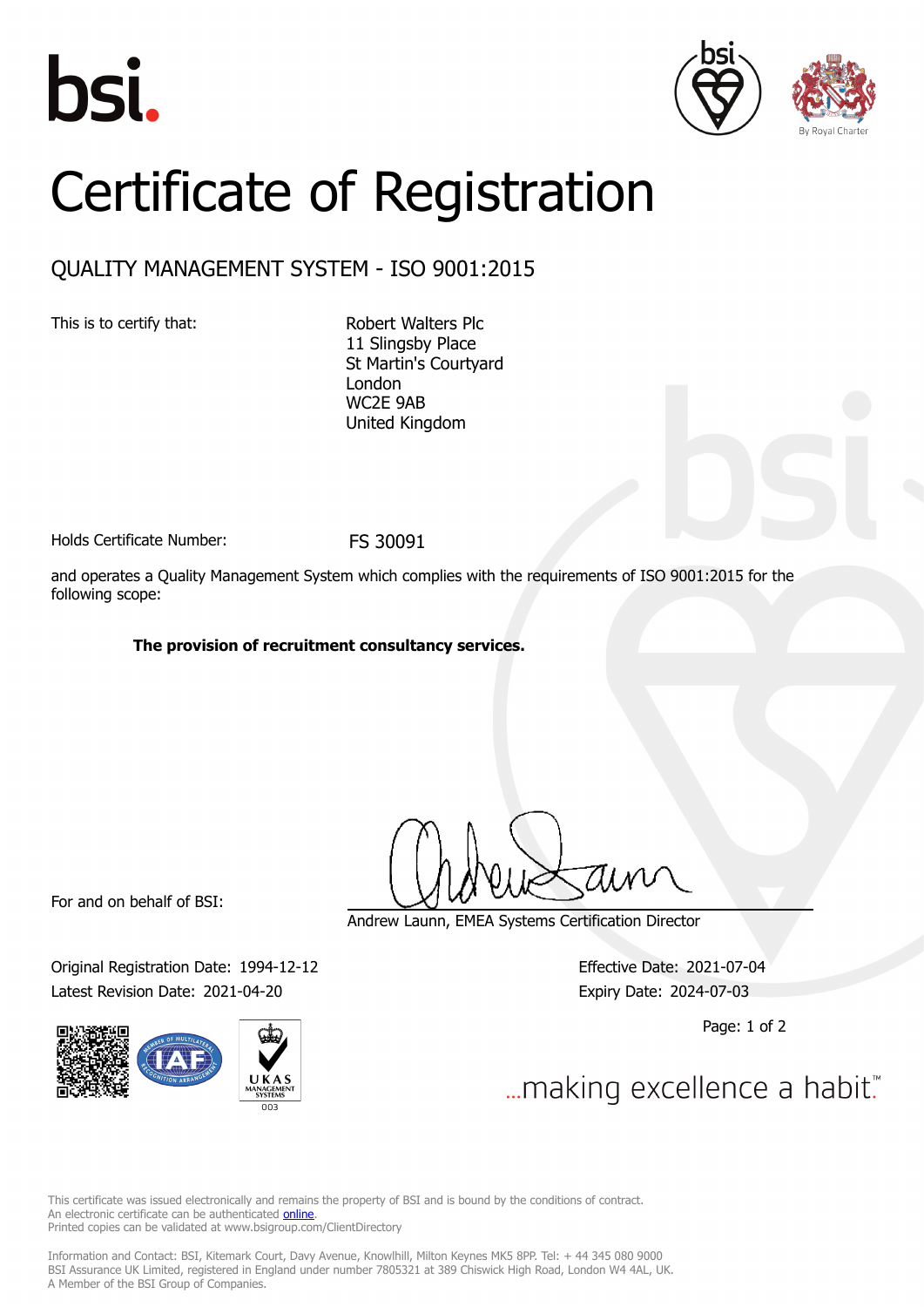# Certificate of Registration

## QUALITY MANAGEMENT SYSTEM - ISO 9001:2015

This is to certify that:

Robert Walters Plc
11 Slingsby Place
St Martin's Courtyard
London
WC2E 9AB
United Kingdom

Holds Certificate Number: FS 30091

and operates a Quality Management System which complies with the requirements of ISO 9001:2015 for the following scope:

**The provision of recruitment consultancy services.**

For and on behalf of BSI:

Andrew Launn, EMEA Systems Certification Director

Original Registration Date: 1994-12-12
Latest Revision Date: 2021-04-20

Effective Date: 2021-07-04
Expiry Date: 2024-07-03

...making excellence a habit.™

This certificate was issued electronically and remains the property of BSI and is bound by the conditions of contract.
An electronic certificate can be authenticated online.
Printed copies can be validated at www.bsigroup.com/ClientDirectory

Information and Contact: BSI, Kitemark Court, Davy Avenue, Knowlhill, Milton Keynes MK5 8PP. Tel: + 44 345 080 9000
BSI Assurance UK Limited, registered in England under number 7805321 at 389 Chiswick High Road, London W4 4AL, UK.
A Member of the BSI Group of Companies.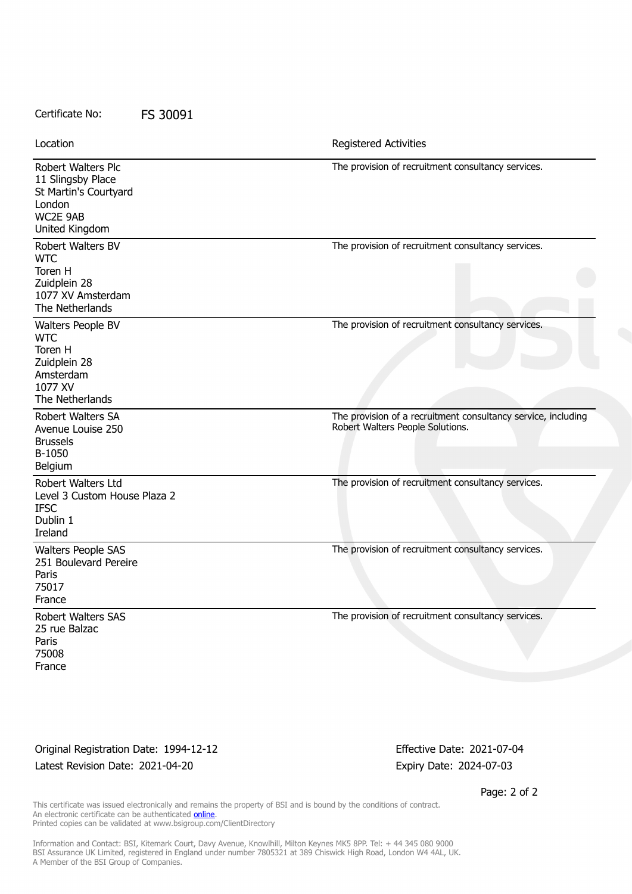Certificate No: FS 30091

| Location | Registered Activities |
| --- | --- |
| Robert Walters Plc<br>11 Slingsby Place<br>St Martin's Courtyard<br>London<br>WC2E 9AB<br>United Kingdom | The provision of recruitment consultancy services. |
| Robert Walters BV<br>WTC<br>Toren H<br>Zuidplein 28<br>1077 XV Amsterdam<br>The Netherlands | The provision of recruitment consultancy services. |
| Walters People BV<br>WTC<br>Toren H<br>Zuidplein 28<br>Amsterdam<br>1077 XV<br>The Netherlands | The provision of recruitment consultancy services. |
| Robert Walters SA<br>Avenue Louise 250<br>Brussels<br>B-1050<br>Belgium | The provision of a recruitment consultancy service, including Robert Walters People Solutions. |
| Robert Walters Ltd<br>Level 3 Custom House Plaza 2<br>IFSC<br>Dublin 1<br>Ireland | The provision of recruitment consultancy services. |
| Walters People SAS<br>251 Boulevard Pereire<br>Paris<br>75017<br>France | The provision of recruitment consultancy services. |
| Robert Walters SAS<br>25 rue Balzac<br>Paris<br>75008<br>France | The provision of recruitment consultancy services. |

Original Registration Date: 1994-12-12

Latest Revision Date: 2021-04-20

Effective Date: 2021-07-04

Expiry Date: 2024-07-03

This certificate was issued electronically and remains the property of BSI and is bound by the conditions of contract.
An electronic certificate can be authenticated online.
Printed copies can be validated at www.bsigroup.com/ClientDirectory

Information and Contact: BSI, Kitemark Court, Davy Avenue, Knowlhill, Milton Keynes MK5 8PP. Tel: + 44 345 080 9000
BSI Assurance UK Limited, registered in England under number 7805321 at 389 Chiswick High Road, London W4 4AL, UK.
A Member of the BSI Group of Companies.